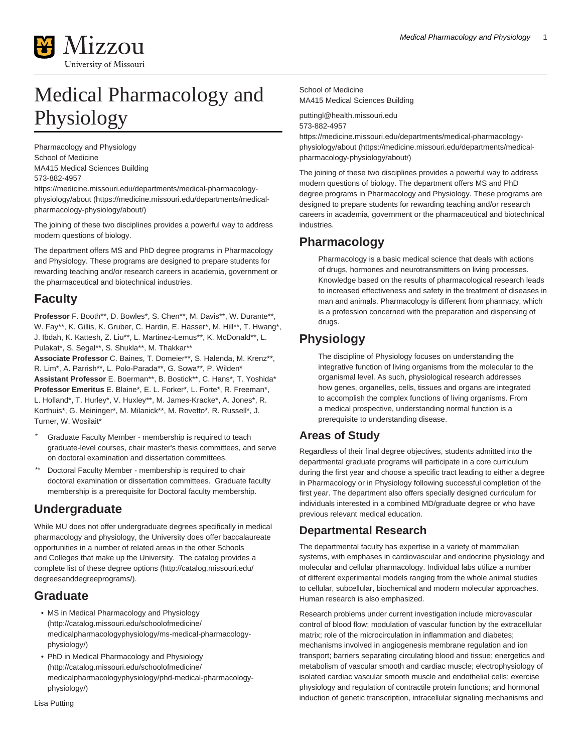# Medical Pharmacology and Physiology

Pharmacology and Physiology
School of Medicine
MA415 Medical Sciences Building
573-882-4957
https://medicine.missouri.edu/departments/medical-pharmacology-physiology/about (https://medicine.missouri.edu/departments/medical-pharmacology-physiology/about/)

The joining of these two disciplines provides a powerful way to address modern questions of biology.

The department offers MS and PhD degree programs in Pharmacology and Physiology. These programs are designed to prepare students for rewarding teaching and/or research careers in academia, government or the pharmaceutical and biotechnical industries.

## Faculty

**Professor** F. Booth**, D. Bowles*, S. Chen**, M. Davis**, W. Durante**, W. Fay**, K. Gillis, K. Gruber, C. Hardin, E. Hasser*, M. Hill**, T. Hwang*, J. Ibdah, K. Kattesh, Z. Liu**, L. Martinez-Lemus**, K. McDonald**, L. Pulakat*, S. Segal**, S. Shukla**, M. Thakkar**
**Associate Professor** C. Baines, T. Domeier**, S. Halenda, M. Krenz**, R. Lim*, A. Parrish**, L. Polo-Parada**, G. Sowa**, P. Wilden*
**Assistant Professor** E. Boerman**, B. Bostick**, C. Hans*, T. Yoshida*
**Professor Emeritus** E. Blaine*, E. L. Forker*, L. Forte*, R. Freeman*, L. Holland*, T. Hurley*, V. Huxley**, M. James-Kracke*, A. Jones*, R. Korthuis*, G. Meininger*, M. Milanick**, M. Rovetto*, R. Russell*, J. Turner, W. Wosilait*

- \* Graduate Faculty Member - membership is required to teach graduate-level courses, chair master's thesis committees, and serve on doctoral examination and dissertation committees.
- \*\* Doctoral Faculty Member - membership is required to chair doctoral examination or dissertation committees. Graduate faculty membership is a prerequisite for Doctoral faculty membership.

## Undergraduate

While MU does not offer undergraduate degrees specifically in medical pharmacology and physiology, the University does offer baccalaureate opportunities in a number of related areas in the other Schools and Colleges that make up the University. The catalog provides a complete list of these degree options (http://catalog.missouri.edu/degreesanddegreeprograms/).

## Graduate

- MS in Medical Pharmacology and Physiology (http://catalog.missouri.edu/schoolofmedicine/medicalpharmacologyphysiology/ms-medical-pharmacology-physiology/)
- PhD in Medical Pharmacology and Physiology (http://catalog.missouri.edu/schoolofmedicine/medicalpharmacologyphysiology/phd-medical-pharmacology-physiology/)

Lisa Putting
School of Medicine
MA415 Medical Sciences Building

puttingl@health.missouri.edu
573-882-4957
https://medicine.missouri.edu/departments/medical-pharmacology-physiology/about (https://medicine.missouri.edu/departments/medical-pharmacology-physiology/about/)

The joining of these two disciplines provides a powerful way to address modern questions of biology. The department offers MS and PhD degree programs in Pharmacology and Physiology. These programs are designed to prepare students for rewarding teaching and/or research careers in academia, government or the pharmaceutical and biotechnical industries.

## Pharmacology

> Pharmacology is a basic medical science that deals with actions of drugs, hormones and neurotransmitters on living processes. Knowledge based on the results of pharmacological research leads to increased effectiveness and safety in the treatment of diseases in man and animals. Pharmacology is different from pharmacy, which is a profession concerned with the preparation and dispensing of drugs.

## Physiology

> The discipline of Physiology focuses on understanding the integrative function of living organisms from the molecular to the organismal level. As such, physiological research addresses how genes, organelles, cells, tissues and organs are integrated to accomplish the complex functions of living organisms. From a medical prospective, understanding normal function is a prerequisite to understanding disease.

### Areas of Study

Regardless of their final degree objectives, students admitted into the departmental graduate programs will participate in a core curriculum during the first year and choose a specific tract leading to either a degree in Pharmacology or in Physiology following successful completion of the first year. The department also offers specially designed curriculum for individuals interested in a combined MD/graduate degree or who have previous relevant medical education.

### Departmental Research

The departmental faculty has expertise in a variety of mammalian systems, with emphases in cardiovascular and endocrine physiology and molecular and cellular pharmacology. Individual labs utilize a number of different experimental models ranging from the whole animal studies to cellular, subcellular, biochemical and modern molecular approaches. Human research is also emphasized.

Research problems under current investigation include microvascular control of blood flow; modulation of vascular function by the extracellular matrix; role of the microcirculation in inflammation and diabetes; mechanisms involved in angiogenesis membrane regulation and ion transport; barriers separating circulating blood and tissue; energetics and metabolism of vascular smooth and cardiac muscle; electrophysiology of isolated cardiac vascular smooth muscle and endothelial cells; exercise physiology and regulation of contractile protein functions; and hormonal induction of genetic transcription, intracellular signaling mechanisms and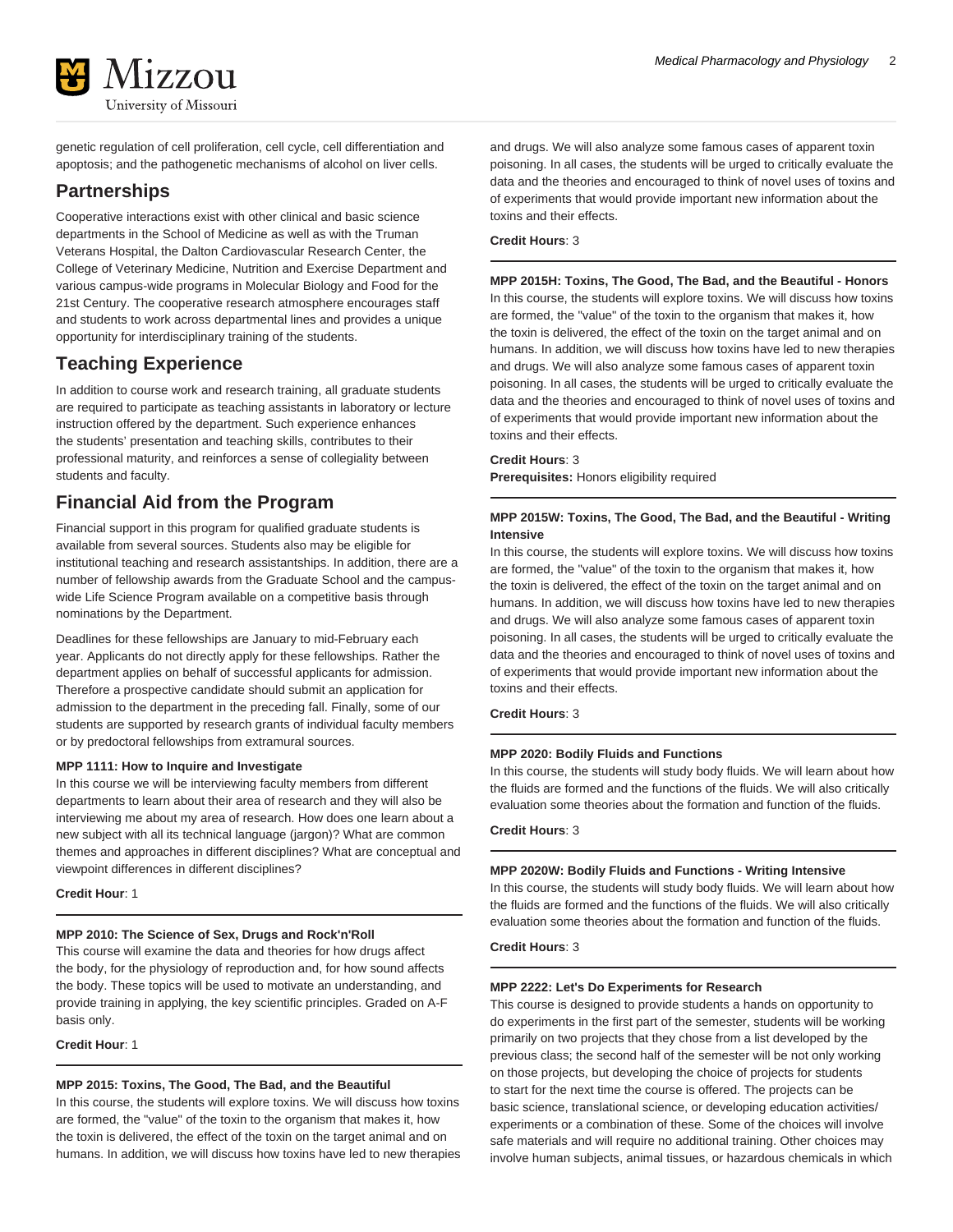genetic regulation of cell proliferation, cell cycle, cell differentiation and apoptosis; and the pathogenetic mechanisms of alcohol on liver cells.

## Partnerships

Cooperative interactions exist with other clinical and basic science departments in the School of Medicine as well as with the Truman Veterans Hospital, the Dalton Cardiovascular Research Center, the College of Veterinary Medicine, Nutrition and Exercise Department and various campus-wide programs in Molecular Biology and Food for the 21st Century. The cooperative research atmosphere encourages staff and students to work across departmental lines and provides a unique opportunity for interdisciplinary training of the students.

## Teaching Experience

In addition to course work and research training, all graduate students are required to participate as teaching assistants in laboratory or lecture instruction offered by the department. Such experience enhances the students' presentation and teaching skills, contributes to their professional maturity, and reinforces a sense of collegiality between students and faculty.

## Financial Aid from the Program

Financial support in this program for qualified graduate students is available from several sources. Students also may be eligible for institutional teaching and research assistantships. In addition, there are a number of fellowship awards from the Graduate School and the campus-wide Life Science Program available on a competitive basis through nominations by the Department.

Deadlines for these fellowships are January to mid-February each year. Applicants do not directly apply for these fellowships. Rather the department applies on behalf of successful applicants for admission. Therefore a prospective candidate should submit an application for admission to the department in the preceding fall. Finally, some of our students are supported by research grants of individual faculty members or by predoctoral fellowships from extramural sources.

**MPP 1111: How to Inquire and Investigate**
In this course we will be interviewing faculty members from different departments to learn about their area of research and they will also be interviewing me about my area of research. How does one learn about a new subject with all its technical language (jargon)? What are common themes and approaches in different disciplines? What are conceptual and viewpoint differences in different disciplines?

**Credit Hour**: 1

---

**MPP 2010: The Science of Sex, Drugs and Rock'n'Roll**
This course will examine the data and theories for how drugs affect the body, for the physiology of reproduction and, for how sound affects the body. These topics will be used to motivate an understanding, and provide training in applying, the key scientific principles. Graded on A-F basis only.

**Credit Hour**: 1

---

**MPP 2015: Toxins, The Good, The Bad, and the Beautiful**
In this course, the students will explore toxins. We will discuss how toxins are formed, the "value" of the toxin to the organism that makes it, how the toxin is delivered, the effect of the toxin on the target animal and on humans. In addition, we will discuss how toxins have led to new therapies and drugs. We will also analyze some famous cases of apparent toxin poisoning. In all cases, the students will be urged to critically evaluate the data and the theories and encouraged to think of novel uses of toxins and of experiments that would provide important new information about the toxins and their effects.

**Credit Hours**: 3

---

**MPP 2015H: Toxins, The Good, The Bad, and the Beautiful - Honors**
In this course, the students will explore toxins. We will discuss how toxins are formed, the "value" of the toxin to the organism that makes it, how the toxin is delivered, the effect of the toxin on the target animal and on humans. In addition, we will discuss how toxins have led to new therapies and drugs. We will also analyze some famous cases of apparent toxin poisoning. In all cases, the students will be urged to critically evaluate the data and the theories and encouraged to think of novel uses of toxins and of experiments that would provide important new information about the toxins and their effects.

**Credit Hours**: 3
**Prerequisites:** Honors eligibility required

---

**MPP 2015W: Toxins, The Good, The Bad, and the Beautiful - Writing Intensive**
In this course, the students will explore toxins. We will discuss how toxins are formed, the "value" of the toxin to the organism that makes it, how the toxin is delivered, the effect of the toxin on the target animal and on humans. In addition, we will discuss how toxins have led to new therapies and drugs. We will also analyze some famous cases of apparent toxin poisoning. In all cases, the students will be urged to critically evaluate the data and the theories and encouraged to think of novel uses of toxins and of experiments that would provide important new information about the toxins and their effects.

**Credit Hours**: 3

---

**MPP 2020: Bodily Fluids and Functions**
In this course, the students will study body fluids. We will learn about how the fluids are formed and the functions of the fluids. We will also critically evaluation some theories about the formation and function of the fluids.

**Credit Hours**: 3

---

**MPP 2020W: Bodily Fluids and Functions - Writing Intensive**
In this course, the students will study body fluids. We will learn about how the fluids are formed and the functions of the fluids. We will also critically evaluation some theories about the formation and function of the fluids.

**Credit Hours**: 3

---

**MPP 2222: Let's Do Experiments for Research**
This course is designed to provide students a hands on opportunity to do experiments in the first part of the semester, students will be working primarily on two projects that they chose from a list developed by the previous class; the second half of the semester will be not only working on those projects, but developing the choice of projects for students to start for the next time the course is offered. The projects can be basic science, translational science, or developing education activities/ experiments or a combination of these. Some of the choices will involve safe materials and will require no additional training. Other choices may involve human subjects, animal tissues, or hazardous chemicals in which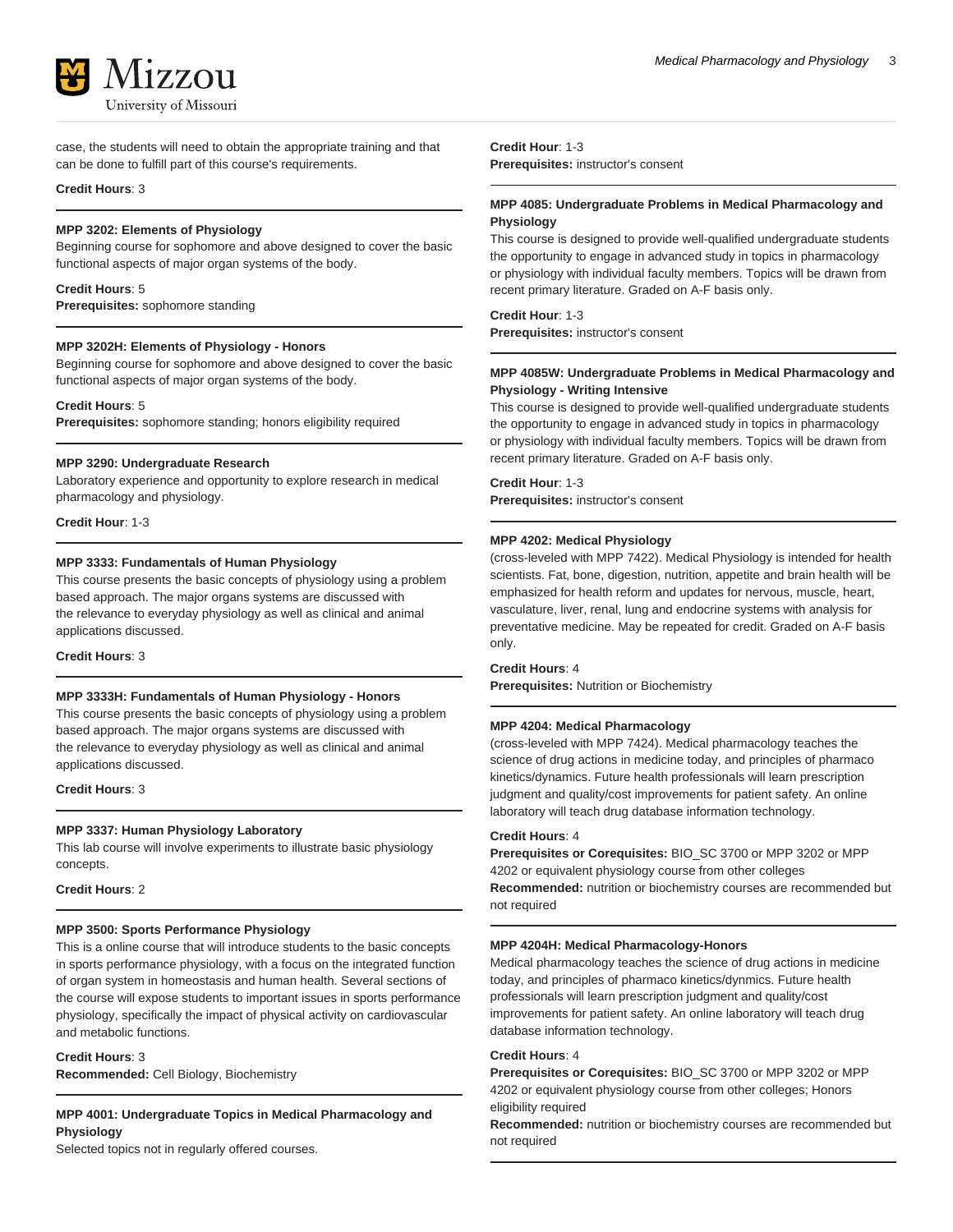case, the students will need to obtain the appropriate training and that can be done to fulfill part of this course's requirements.

**Credit Hours**: 3

**MPP 3202: Elements of Physiology**
Beginning course for sophomore and above designed to cover the basic functional aspects of major organ systems of the body.

**Credit Hours**: 5
**Prerequisites:** sophomore standing

**MPP 3202H: Elements of Physiology - Honors**
Beginning course for sophomore and above designed to cover the basic functional aspects of major organ systems of the body.

**Credit Hours**: 5
**Prerequisites:** sophomore standing; honors eligibility required

**MPP 3290: Undergraduate Research**
Laboratory experience and opportunity to explore research in medical pharmacology and physiology.

**Credit Hour**: 1-3

**MPP 3333: Fundamentals of Human Physiology**
This course presents the basic concepts of physiology using a problem based approach. The major organs systems are discussed with the relevance to everyday physiology as well as clinical and animal applications discussed.

**Credit Hours**: 3

**MPP 3333H: Fundamentals of Human Physiology - Honors**
This course presents the basic concepts of physiology using a problem based approach. The major organs systems are discussed with the relevance to everyday physiology as well as clinical and animal applications discussed.

**Credit Hours**: 3

**MPP 3337: Human Physiology Laboratory**
This lab course will involve experiments to illustrate basic physiology concepts.

**Credit Hours**: 2

**MPP 3500: Sports Performance Physiology**
This is a online course that will introduce students to the basic concepts in sports performance physiology, with a focus on the integrated function of organ system in homeostasis and human health. Several sections of the course will expose students to important issues in sports performance physiology, specifically the impact of physical activity on cardiovascular and metabolic functions.

**Credit Hours**: 3
**Recommended:** Cell Biology, Biochemistry

**MPP 4001: Undergraduate Topics in Medical Pharmacology and Physiology**
Selected topics not in regularly offered courses.

**Credit Hour**: 1-3
**Prerequisites:** instructor's consent

**MPP 4085: Undergraduate Problems in Medical Pharmacology and Physiology**
This course is designed to provide well-qualified undergraduate students the opportunity to engage in advanced study in topics in pharmacology or physiology with individual faculty members. Topics will be drawn from recent primary literature. Graded on A-F basis only.

**Credit Hour**: 1-3
**Prerequisites:** instructor's consent

**MPP 4085W: Undergraduate Problems in Medical Pharmacology and Physiology - Writing Intensive**
This course is designed to provide well-qualified undergraduate students the opportunity to engage in advanced study in topics in pharmacology or physiology with individual faculty members. Topics will be drawn from recent primary literature. Graded on A-F basis only.

**Credit Hour**: 1-3
**Prerequisites:** instructor's consent

**MPP 4202: Medical Physiology**
(cross-leveled with MPP 7422). Medical Physiology is intended for health scientists. Fat, bone, digestion, nutrition, appetite and brain health will be emphasized for health reform and updates for nervous, muscle, heart, vasculature, liver, renal, lung and endocrine systems with analysis for preventative medicine. May be repeated for credit. Graded on A-F basis only.

**Credit Hours**: 4
**Prerequisites:** Nutrition or Biochemistry

**MPP 4204: Medical Pharmacology**
(cross-leveled with MPP 7424). Medical pharmacology teaches the science of drug actions in medicine today, and principles of pharmaco kinetics/dynamics. Future health professionals will learn prescription judgment and quality/cost improvements for patient safety. An online laboratory will teach drug database information technology.

**Credit Hours**: 4
**Prerequisites or Corequisites:** BIO_SC 3700 or MPP 3202 or MPP 4202 or equivalent physiology course from other colleges
**Recommended:** nutrition or biochemistry courses are recommended but not required

**MPP 4204H: Medical Pharmacology-Honors**
Medical pharmacology teaches the science of drug actions in medicine today, and principles of pharmaco kinetics/dynmics. Future health professionals will learn prescription judgment and quality/cost improvements for patient safety. An online laboratory will teach drug database information technology.

**Credit Hours**: 4
**Prerequisites or Corequisites:** BIO_SC 3700 or MPP 3202 or MPP 4202 or equivalent physiology course from other colleges; Honors eligibility required
**Recommended:** nutrition or biochemistry courses are recommended but not required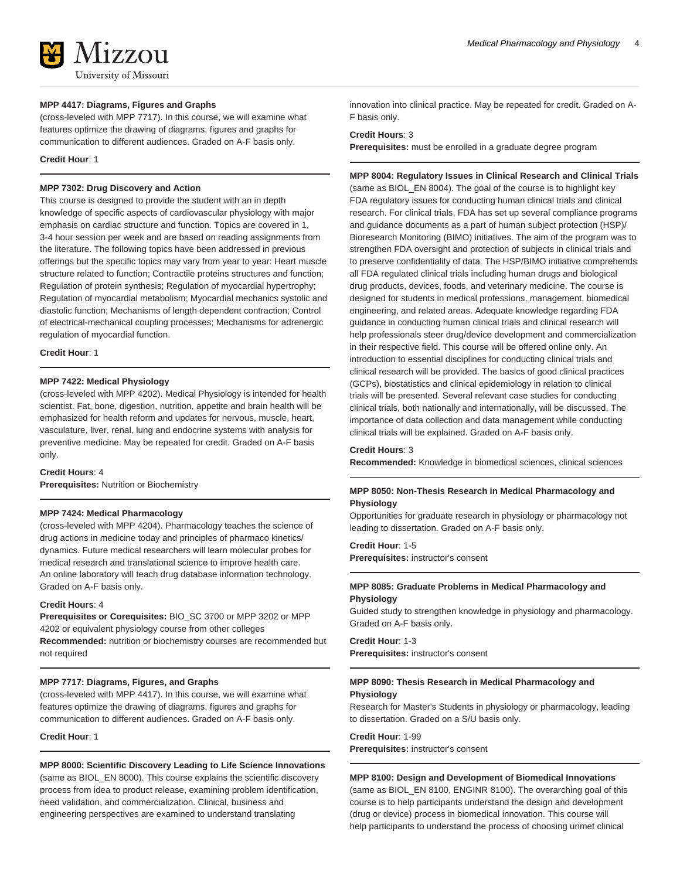#### MPP 4417: Diagrams, Figures and Graphs

(cross-leveled with MPP 7717). In this course, we will examine what features optimize the drawing of diagrams, figures and graphs for communication to different audiences. Graded on A-F basis only.

**Credit Hour**: 1

#### MPP 7302: Drug Discovery and Action

This course is designed to provide the student with an in depth knowledge of specific aspects of cardiovascular physiology with major emphasis on cardiac structure and function. Topics are covered in 1, 3-4 hour session per week and are based on reading assignments from the literature. The following topics have been addressed in previous offerings but the specific topics may vary from year to year: Heart muscle structure related to function; Contractile proteins structures and function; Regulation of protein synthesis; Regulation of myocardial hypertrophy; Regulation of myocardial metabolism; Myocardial mechanics systolic and diastolic function; Mechanisms of length dependent contraction; Control of electrical-mechanical coupling processes; Mechanisms for adrenergic regulation of myocardial function.

**Credit Hour**: 1

#### MPP 7422: Medical Physiology

(cross-leveled with MPP 4202). Medical Physiology is intended for health scientist. Fat, bone, digestion, nutrition, appetite and brain health will be emphasized for health reform and updates for nervous, muscle, heart, vasculature, liver, renal, lung and endocrine systems with analysis for preventive medicine. May be repeated for credit. Graded on A-F basis only.

**Credit Hours**: 4
**Prerequisites:** Nutrition or Biochemistry

#### MPP 7424: Medical Pharmacology

(cross-leveled with MPP 4204). Pharmacology teaches the science of drug actions in medicine today and principles of pharmaco kinetics/dynamics. Future medical researchers will learn molecular probes for medical research and translational science to improve health care. An online laboratory will teach drug database information technology. Graded on A-F basis only.

**Credit Hours**: 4
**Prerequisites or Corequisites:** BIO_SC 3700 or MPP 3202 or MPP 4202 or equivalent physiology course from other colleges
**Recommended:** nutrition or biochemistry courses are recommended but not required

#### MPP 7717: Diagrams, Figures, and Graphs

(cross-leveled with MPP 4417). In this course, we will examine what features optimize the drawing of diagrams, figures and graphs for communication to different audiences. Graded on A-F basis only.

**Credit Hour**: 1

#### MPP 8000: Scientific Discovery Leading to Life Science Innovations

(same as BIOL_EN 8000). This course explains the scientific discovery process from idea to product release, examining problem identification, need validation, and commercialization. Clinical, business and engineering perspectives are examined to understand translating innovation into clinical practice. May be repeated for credit. Graded on A-F basis only.

**Credit Hours**: 3
**Prerequisites:** must be enrolled in a graduate degree program

#### MPP 8004: Regulatory Issues in Clinical Research and Clinical Trials

(same as BIOL_EN 8004). The goal of the course is to highlight key FDA regulatory issues for conducting human clinical trials and clinical research. For clinical trials, FDA has set up several compliance programs and guidance documents as a part of human subject protection (HSP)/Bioresearch Monitoring (BIMO) initiatives. The aim of the program was to strengthen FDA oversight and protection of subjects in clinical trials and to preserve confidentiality of data. The HSP/BIMO initiative comprehends all FDA regulated clinical trials including human drugs and biological drug products, devices, foods, and veterinary medicine. The course is designed for students in medical professions, management, biomedical engineering, and related areas. Adequate knowledge regarding FDA guidance in conducting human clinical trials and clinical research will help professionals steer drug/device development and commercialization in their respective field. This course will be offered online only. An introduction to essential disciplines for conducting clinical trials and clinical research will be provided. The basics of good clinical practices (GCPs), biostatistics and clinical epidemiology in relation to clinical trials will be presented. Several relevant case studies for conducting clinical trials, both nationally and internationally, will be discussed. The importance of data collection and data management while conducting clinical trials will be explained. Graded on A-F basis only.

**Credit Hours**: 3
**Recommended:** Knowledge in biomedical sciences, clinical sciences

#### MPP 8050: Non-Thesis Research in Medical Pharmacology and Physiology

Opportunities for graduate research in physiology or pharmacology not leading to dissertation. Graded on A-F basis only.

**Credit Hour**: 1-5
**Prerequisites:** instructor's consent

#### MPP 8085: Graduate Problems in Medical Pharmacology and Physiology

Guided study to strengthen knowledge in physiology and pharmacology. Graded on A-F basis only.

**Credit Hour**: 1-3
**Prerequisites:** instructor's consent

#### MPP 8090: Thesis Research in Medical Pharmacology and Physiology

Research for Master's Students in physiology or pharmacology, leading to dissertation. Graded on a S/U basis only.

**Credit Hour**: 1-99
**Prerequisites:** instructor's consent

#### MPP 8100: Design and Development of Biomedical Innovations

(same as BIOL_EN 8100, ENGINR 8100). The overarching goal of this course is to help participants understand the design and development (drug or device) process in biomedical innovation. This course will help participants to understand the process of choosing unmet clinical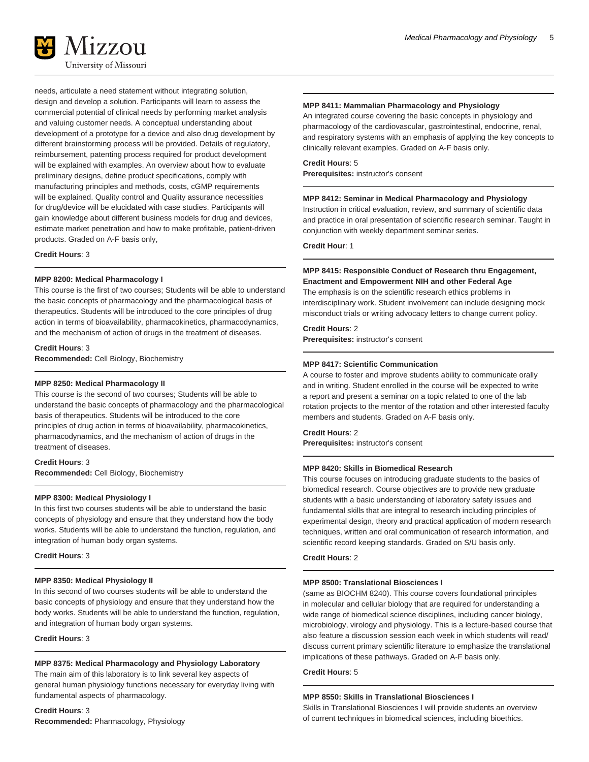needs, articulate a need statement without integrating solution, design and develop a solution. Participants will learn to assess the commercial potential of clinical needs by performing market analysis and valuing customer needs. A conceptual understanding about development of a prototype for a device and also drug development by different brainstorming process will be provided. Details of regulatory, reimbursement, patenting process required for product development will be explained with examples. An overview about how to evaluate preliminary designs, define product specifications, comply with manufacturing principles and methods, costs, cGMP requirements will be explained. Quality control and Quality assurance necessities for drug/device will be elucidated with case studies. Participants will gain knowledge about different business models for drug and devices, estimate market penetration and how to make profitable, patient-driven products. Graded on A-F basis only,

**Credit Hours**: 3

---

**MPP 8200: Medical Pharmacology I**

This course is the first of two courses; Students will be able to understand the basic concepts of pharmacology and the pharmacological basis of therapeutics. Students will be introduced to the core principles of drug action in terms of bioavailability, pharmacokinetics, pharmacodynamics, and the mechanism of action of drugs in the treatment of diseases.

**Credit Hours**: 3
**Recommended:** Cell Biology, Biochemistry

---

**MPP 8250: Medical Pharmacology II**

This course is the second of two courses; Students will be able to understand the basic concepts of pharmacology and the pharmacological basis of therapeutics. Students will be introduced to the core principles of drug action in terms of bioavailability, pharmacokinetics, pharmacodynamics, and the mechanism of action of drugs in the treatment of diseases.

**Credit Hours**: 3
**Recommended:** Cell Biology, Biochemistry

---

**MPP 8300: Medical Physiology I**

In this first two courses students will be able to understand the basic concepts of physiology and ensure that they understand how the body works. Students will be able to understand the function, regulation, and integration of human body organ systems.

**Credit Hours**: 3

---

**MPP 8350: Medical Physiology II**

In this second of two courses students will be able to understand the basic concepts of physiology and ensure that they understand how the body works. Students will be able to understand the function, regulation, and integration of human body organ systems.

**Credit Hours**: 3

---

**MPP 8375: Medical Pharmacology and Physiology Laboratory**

The main aim of this laboratory is to link several key aspects of general human physiology functions necessary for everyday living with fundamental aspects of pharmacology.

**Credit Hours**: 3
**Recommended:** Pharmacology, Physiology

---

**MPP 8411: Mammalian Pharmacology and Physiology**

An integrated course covering the basic concepts in physiology and pharmacology of the cardiovascular, gastrointestinal, endocrine, renal, and respiratory systems with an emphasis of applying the key concepts to clinically relevant examples. Graded on A-F basis only.

**Credit Hours**: 5
**Prerequisites:** instructor's consent

---

**MPP 8412: Seminar in Medical Pharmacology and Physiology**

Instruction in critical evaluation, review, and summary of scientific data and practice in oral presentation of scientific research seminar. Taught in conjunction with weekly department seminar series.

**Credit Hour**: 1

---

**MPP 8415: Responsible Conduct of Research thru Engagement, Enactment and Empowerment NIH and other Federal Age**

The emphasis is on the scientific research ethics problems in interdisciplinary work. Student involvement can include designing mock misconduct trials or writing advocacy letters to change current policy.

**Credit Hours**: 2
**Prerequisites:** instructor's consent

---

**MPP 8417: Scientific Communication**

A course to foster and improve students ability to communicate orally and in writing. Student enrolled in the course will be expected to write a report and present a seminar on a topic related to one of the lab rotation projects to the mentor of the rotation and other interested faculty members and students. Graded on A-F basis only.

**Credit Hours**: 2
**Prerequisites:** instructor's consent

---

**MPP 8420: Skills in Biomedical Research**

This course focuses on introducing graduate students to the basics of biomedical research. Course objectives are to provide new graduate students with a basic understanding of laboratory safety issues and fundamental skills that are integral to research including principles of experimental design, theory and practical application of modern research techniques, written and oral communication of research information, and scientific record keeping standards. Graded on S/U basis only.

**Credit Hours**: 2

---

**MPP 8500: Translational Biosciences I**

(same as BIOCHM 8240). This course covers foundational principles in molecular and cellular biology that are required for understanding a wide range of biomedical science disciplines, including cancer biology, microbiology, virology and physiology. This is a lecture-based course that also feature a discussion session each week in which students will read/discuss current primary scientific literature to emphasize the translational implications of these pathways. Graded on A-F basis only.

**Credit Hours**: 5

---

**MPP 8550: Skills in Translational Biosciences I**

Skills in Translational Biosciences I will provide students an overview of current techniques in biomedical sciences, including bioethics.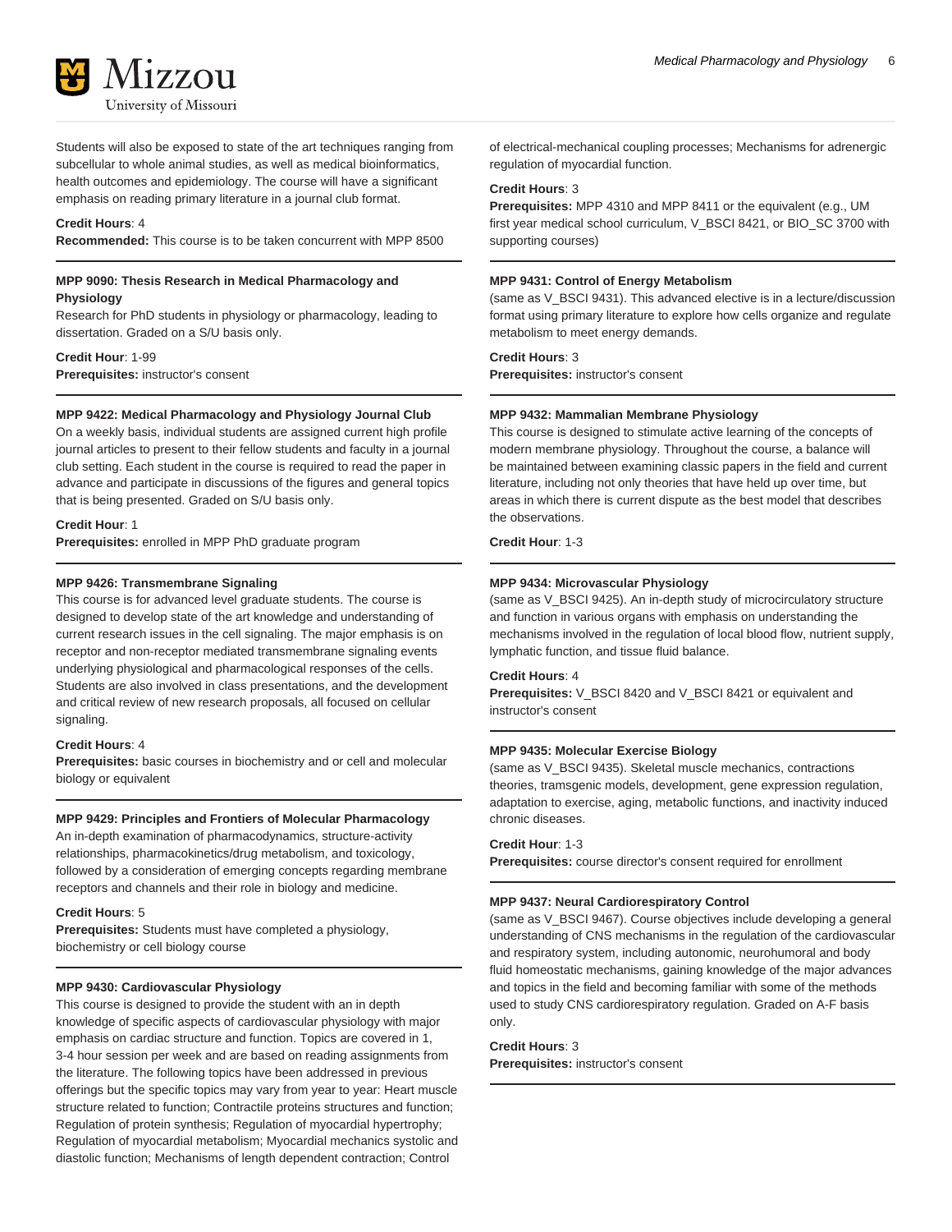Students will also be exposed to state of the art techniques ranging from subcellular to whole animal studies, as well as medical bioinformatics, health outcomes and epidemiology. The course will have a significant emphasis on reading primary literature in a journal club format.

**Credit Hours**: 4
**Recommended:** This course is to be taken concurrent with MPP 8500

**MPP 9090: Thesis Research in Medical Pharmacology and Physiology**
Research for PhD students in physiology or pharmacology, leading to dissertation. Graded on a S/U basis only.

**Credit Hour**: 1-99
**Prerequisites:** instructor's consent

**MPP 9422: Medical Pharmacology and Physiology Journal Club**
On a weekly basis, individual students are assigned current high profile journal articles to present to their fellow students and faculty in a journal club setting. Each student in the course is required to read the paper in advance and participate in discussions of the figures and general topics that is being presented. Graded on S/U basis only.

**Credit Hour**: 1
**Prerequisites:** enrolled in MPP PhD graduate program

**MPP 9426: Transmembrane Signaling**
This course is for advanced level graduate students. The course is designed to develop state of the art knowledge and understanding of current research issues in the cell signaling. The major emphasis is on receptor and non-receptor mediated transmembrane signaling events underlying physiological and pharmacological responses of the cells. Students are also involved in class presentations, and the development and critical review of new research proposals, all focused on cellular signaling.

**Credit Hours**: 4
**Prerequisites:** basic courses in biochemistry and or cell and molecular biology or equivalent

**MPP 9429: Principles and Frontiers of Molecular Pharmacology**
An in-depth examination of pharmacodynamics, structure-activity relationships, pharmacokinetics/drug metabolism, and toxicology, followed by a consideration of emerging concepts regarding membrane receptors and channels and their role in biology and medicine.

**Credit Hours**: 5
**Prerequisites:** Students must have completed a physiology, biochemistry or cell biology course

**MPP 9430: Cardiovascular Physiology**
This course is designed to provide the student with an in depth knowledge of specific aspects of cardiovascular physiology with major emphasis on cardiac structure and function. Topics are covered in 1, 3-4 hour session per week and are based on reading assignments from the literature. The following topics have been addressed in previous offerings but the specific topics may vary from year to year: Heart muscle structure related to function; Contractile proteins structures and function; Regulation of protein synthesis; Regulation of myocardial hypertrophy; Regulation of myocardial metabolism; Myocardial mechanics systolic and diastolic function; Mechanisms of length dependent contraction; Control of electrical-mechanical coupling processes; Mechanisms for adrenergic regulation of myocardial function.

**Credit Hours**: 3
**Prerequisites:** MPP 4310 and MPP 8411 or the equivalent (e.g., UM first year medical school curriculum, V_BSCI 8421, or BIO_SC 3700 with supporting courses)

**MPP 9431: Control of Energy Metabolism**
(same as V_BSCI 9431). This advanced elective is in a lecture/discussion format using primary literature to explore how cells organize and regulate metabolism to meet energy demands.

**Credit Hours**: 3
**Prerequisites:** instructor's consent

**MPP 9432: Mammalian Membrane Physiology**
This course is designed to stimulate active learning of the concepts of modern membrane physiology. Throughout the course, a balance will be maintained between examining classic papers in the field and current literature, including not only theories that have held up over time, but areas in which there is current dispute as the best model that describes the observations.

**Credit Hour**: 1-3

**MPP 9434: Microvascular Physiology**
(same as V_BSCI 9425). An in-depth study of microcirculatory structure and function in various organs with emphasis on understanding the mechanisms involved in the regulation of local blood flow, nutrient supply, lymphatic function, and tissue fluid balance.

**Credit Hours**: 4
**Prerequisites:** V_BSCI 8420 and V_BSCI 8421 or equivalent and instructor's consent

**MPP 9435: Molecular Exercise Biology**
(same as V_BSCI 9435). Skeletal muscle mechanics, contractions theories, tramsgenic models, development, gene expression regulation, adaptation to exercise, aging, metabolic functions, and inactivity induced chronic diseases.

**Credit Hour**: 1-3
**Prerequisites:** course director's consent required for enrollment

**MPP 9437: Neural Cardiorespiratory Control**
(same as V_BSCI 9467). Course objectives include developing a general understanding of CNS mechanisms in the regulation of the cardiovascular and respiratory system, including autonomic, neurohumoral and body fluid homeostatic mechanisms, gaining knowledge of the major advances and topics in the field and becoming familiar with some of the methods used to study CNS cardiorespiratory regulation. Graded on A-F basis only.

**Credit Hours**: 3
**Prerequisites:** instructor's consent